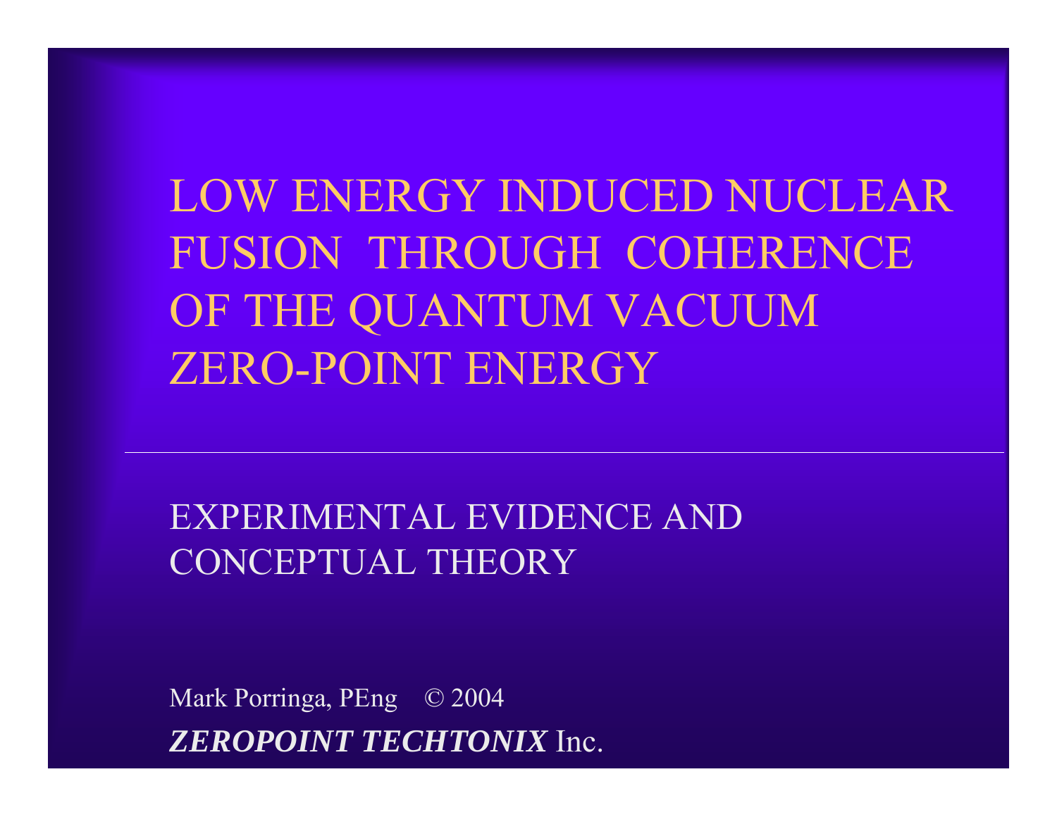# LOW ENERGY INDUCED NUCLEAR FUSION THROUGH COHERENCE OF THE QUANTUM VACUUM ZERO-POINT ENERGY

---

## EXPERIMENTAL EVIDENCE AND CONCEPTUAL THEORY

Mark Porringa, PEng © 2004

***ZEROPOINT TECHTONIX*** Inc.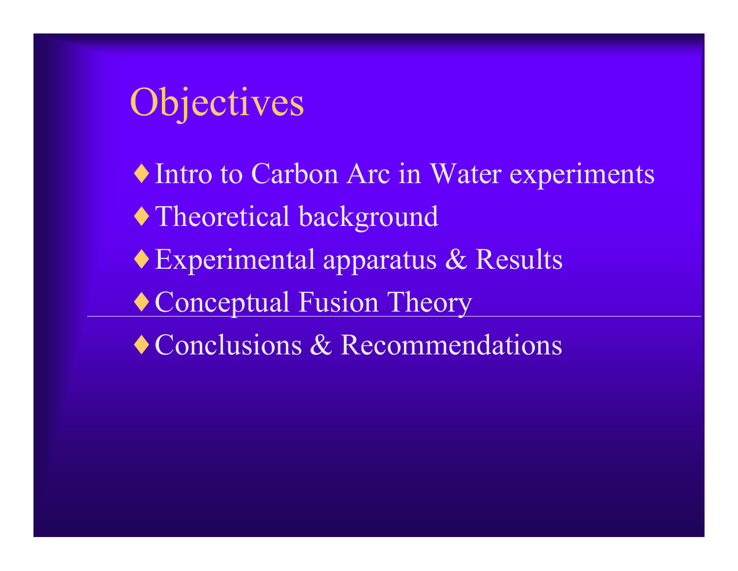# Objectives

- Intro to Carbon Arc in Water experiments
- Theoretical background
- Experimental apparatus & Results
- Conceptual Fusion Theory
- Conclusions & Recommendations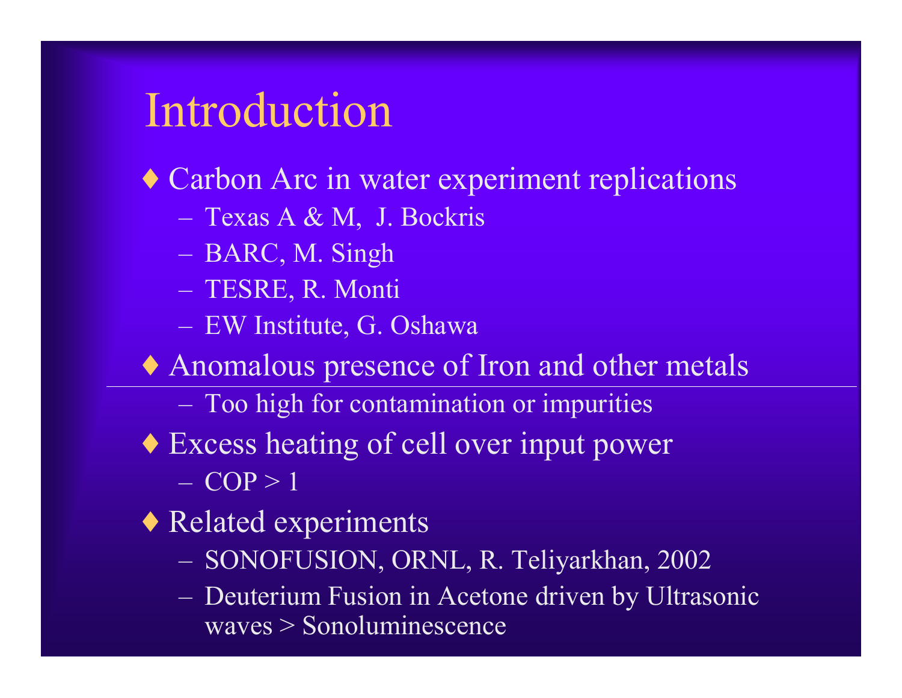# Introduction

- Carbon Arc in water experiment replications
  - Texas A & M, J. Bockris
  - BARC, M. Singh
  - TESRE, R. Monti
  - EW Institute, G. Oshawa
- Anomalous presence of Iron and other metals
  - Too high for contamination or impurities
- Excess heating of cell over input power
  - COP > 1
- Related experiments
  - SONOFUSION, ORNL, R. Teliyarkhan, 2002
  - Deuterium Fusion in Acetone driven by Ultrasonic waves > Sonoluminescence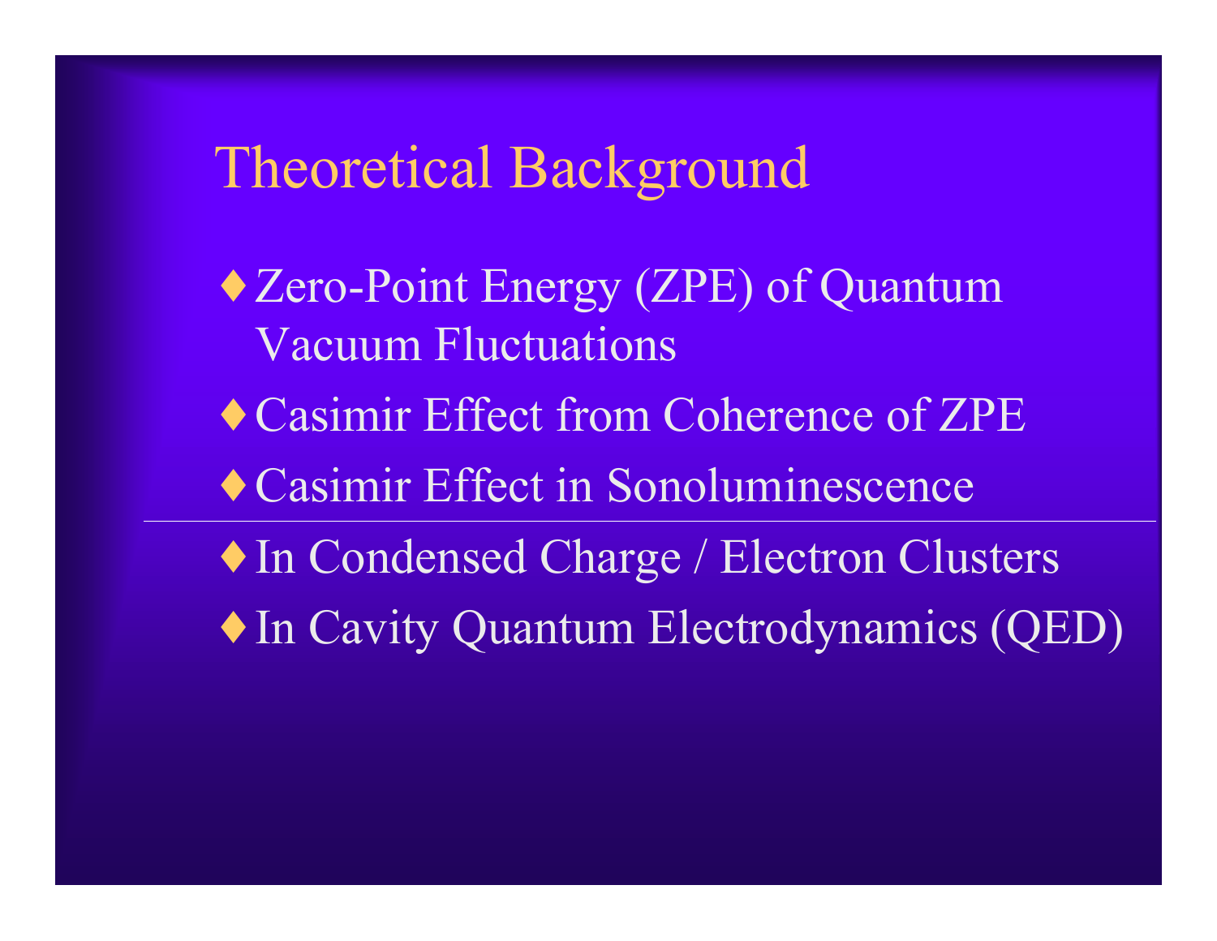# Theoretical Background

- Zero-Point Energy (ZPE) of Quantum Vacuum Fluctuations
- Casimir Effect from Coherence of ZPE
- Casimir Effect in Sonoluminescence

---

- In Condensed Charge / Electron Clusters
- In Cavity Quantum Electrodynamics (QED)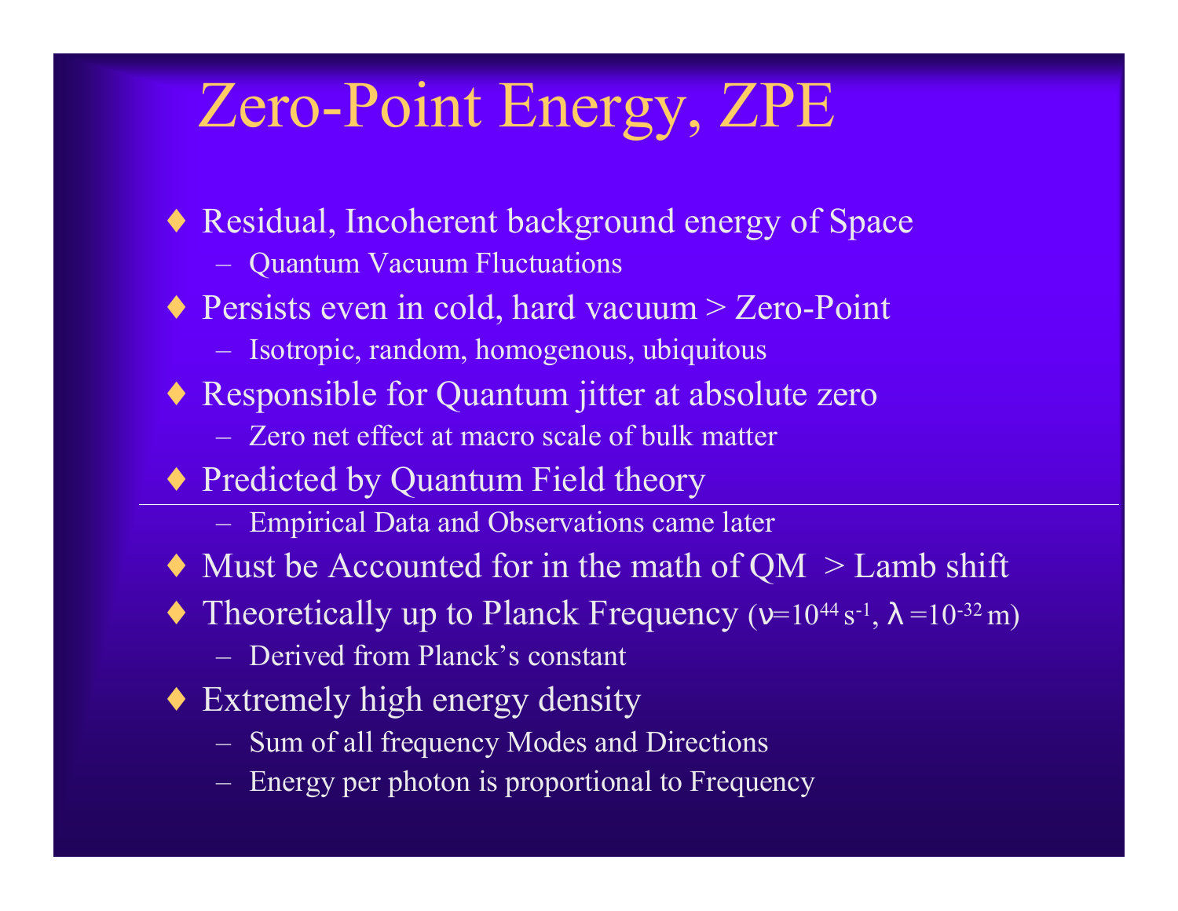# Zero-Point Energy, ZPE

- Residual, Incoherent background energy of Space
  - Quantum Vacuum Fluctuations
- Persists even in cold, hard vacuum > Zero-Point
  - Isotropic, random, homogenous, ubiquitous
- Responsible for Quantum jitter at absolute zero
  - Zero net effect at macro scale of bulk matter
- Predicted by Quantum Field theory
  - Empirical Data and Observations came later
- Must be Accounted for in the math of QM > Lamb shift
- Theoretically up to Planck Frequency ($\nu = 10^{44}\ s^{-1}$, $\lambda = 10^{-32}$ m)
  - Derived from Planck's constant
- Extremely high energy density
  - Sum of all frequency Modes and Directions
  - Energy per photon is proportional to Frequency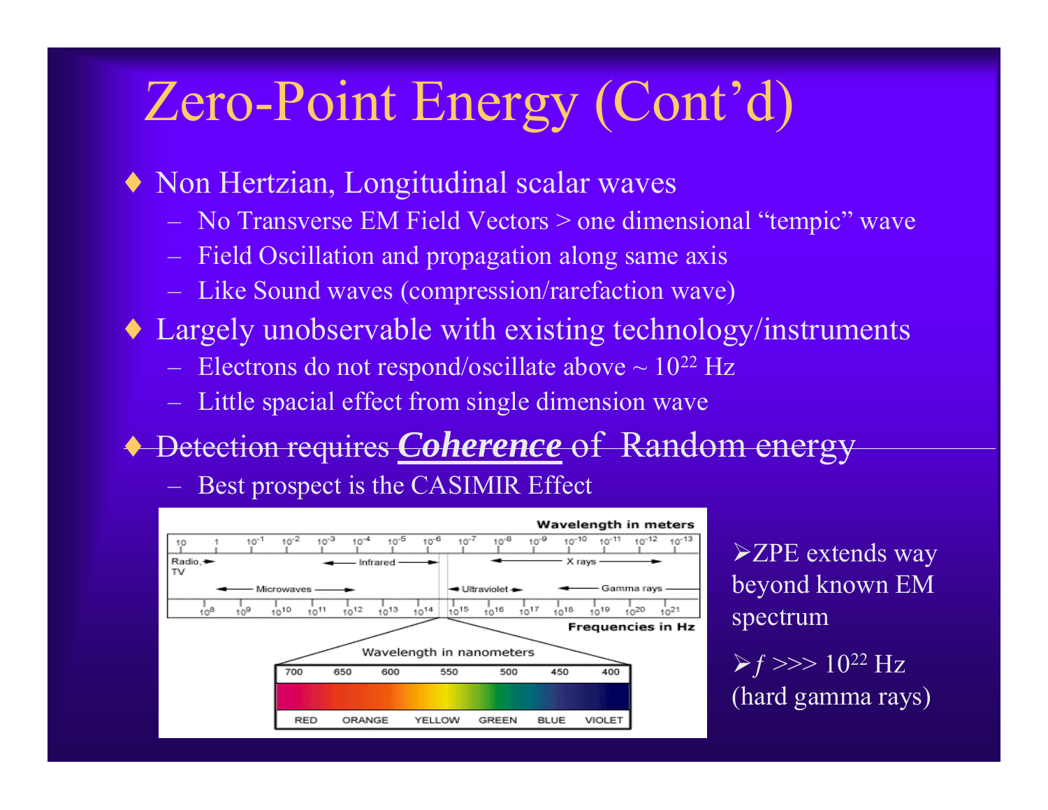# Zero-Point Energy (Cont'd)

- Non Hertzian, Longitudinal scalar waves
  - No Transverse EM Field Vectors > one dimensional "tempic" wave
  - Field Oscillation and propagation along same axis
  - Like Sound waves (compression/rarefaction wave)
- Largely unobservable with existing technology/instruments
  - Electrons do not respond/oscillate above ~ $10^{22}$ Hz
  - Little spacial effect from single dimension wave
- Detection requires ***Coherence*** of Random energy
  - Best prospect is the CASIMIR Effect

Wavelength in meters

10, 1, $10^{-1}$, $10^{-2}$, $10^{-3}$, $10^{-4}$, $10^{-5}$, $10^{-6}$, $10^{-7}$, $10^{-8}$, $10^{-9}$, $10^{-10}$, $10^{-11}$, $10^{-12}$, $10^{-13}$

Radio, TV — Microwaves — Infrared — Ultraviolet — X rays — Gamma rays

$10^{8}$, $10^{9}$, $10^{10}$, $10^{11}$, $10^{12}$, $10^{13}$, $10^{14}$, $10^{15}$, $10^{16}$, $10^{17}$, $10^{18}$, $10^{19}$, $10^{20}$, $10^{21}$

Frequencies in Hz

Wavelength in nanometers

700, 650, 600, 550, 500, 450, 400

RED, ORANGE, YELLOW, GREEN, BLUE, VIOLET

- ZPE extends way beyond known EM spectrum
- $f$ >>> $10^{22}$ Hz (hard gamma rays)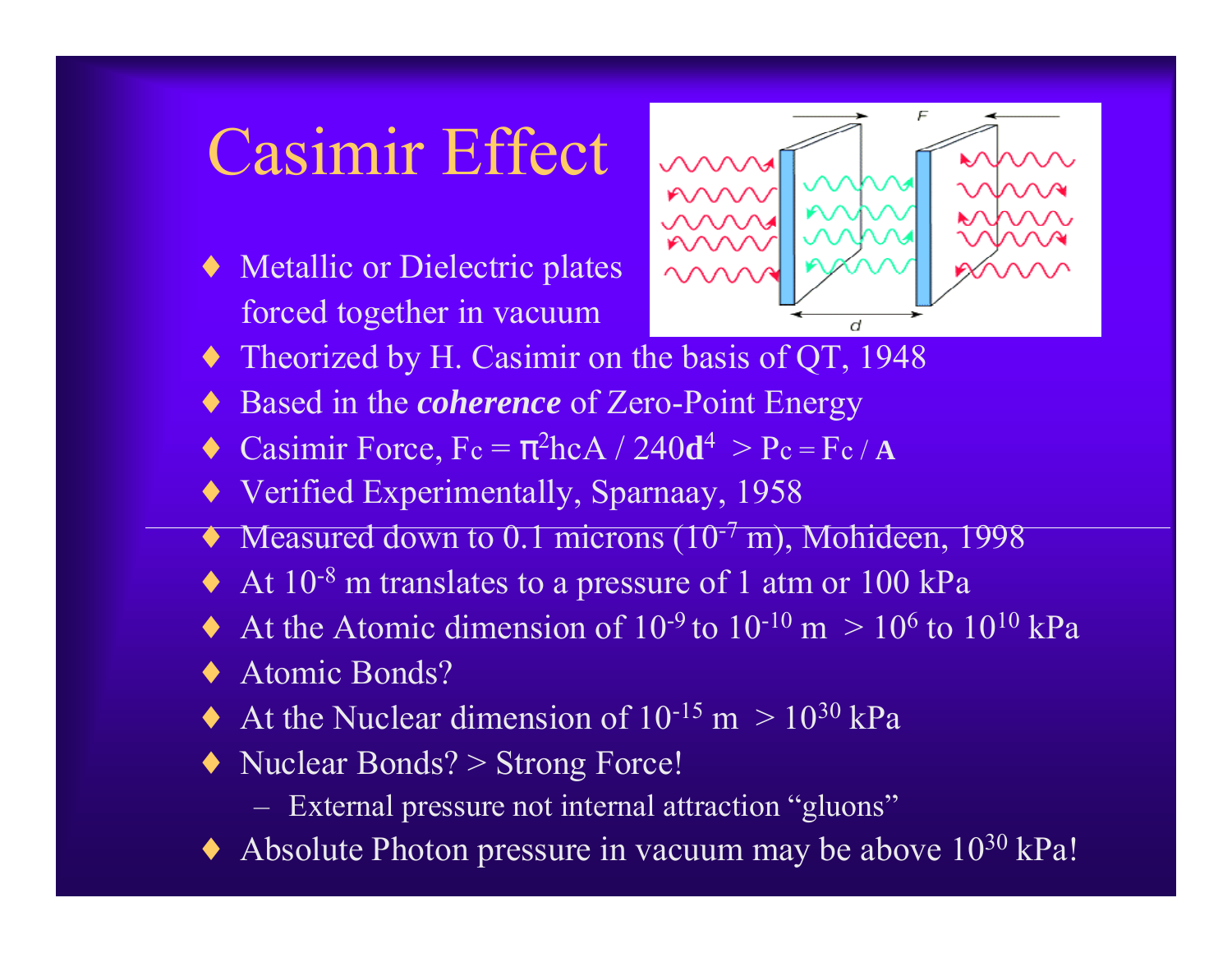# Casimir Effect

- Metallic or Dielectric plates forced together in vacuum
- Theorized by H. Casimir on the basis of QT, 1948
- Based in the ***coherence*** of Zero-Point Energy
- Casimir Force, $F_c = \pi^2 hcA / 240\mathbf{d}^4$ > $P_c = F_c / \mathbf{A}$
- Verified Experimentally, Sparnaay, 1958
- Measured down to 0.1 microns ($10^{-7}$ m), Mohideen, 1998
- At $10^{-8}$ m translates to a pressure of 1 atm or 100 kPa
- At the Atomic dimension of $10^{-9}$ to $10^{-10}$ m > $10^{6}$ to $10^{10}$ kPa
- Atomic Bonds?
- At the Nuclear dimension of $10^{-15}$ m > $10^{30}$ kPa
- Nuclear Bonds? > Strong Force!
  - External pressure not internal attraction "gluons"
- Absolute Photon pressure in vacuum may be above $10^{30}$ kPa!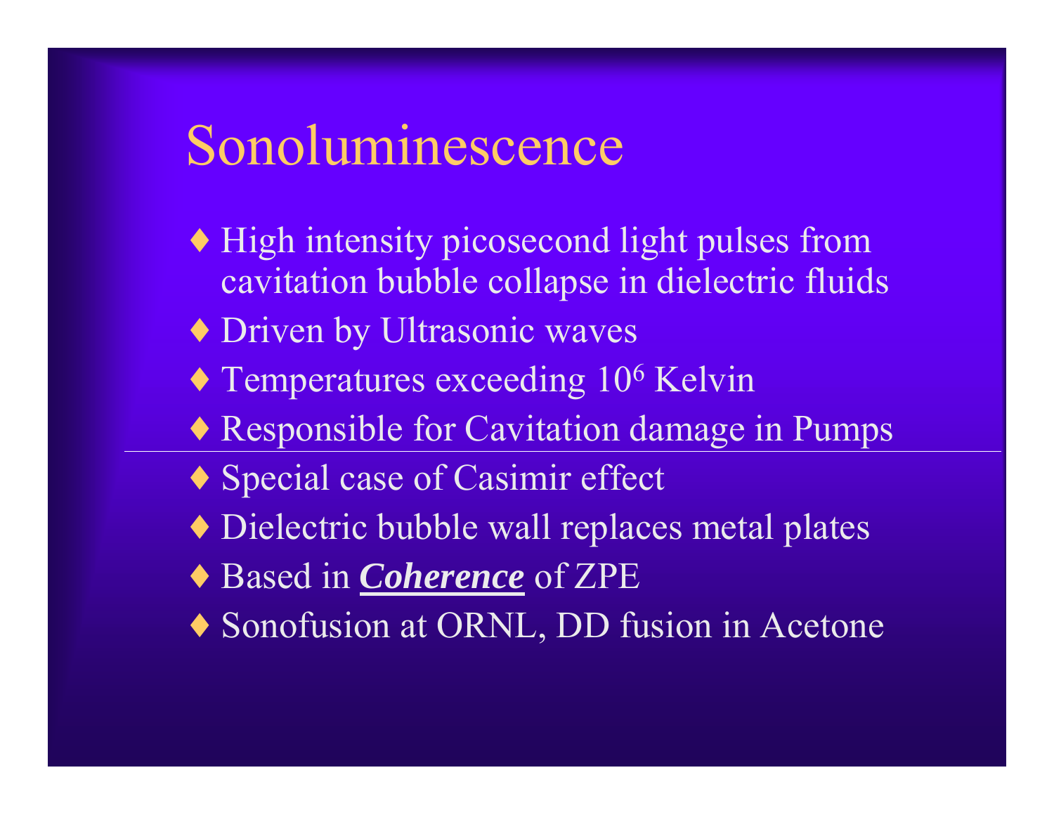# Sonoluminescence

- High intensity picosecond light pulses from cavitation bubble collapse in dielectric fluids
- Driven by Ultrasonic waves
- Temperatures exceeding $10^6$ Kelvin
- Responsible for Cavitation damage in Pumps

---

- Special case of Casimir effect
- Dielectric bubble wall replaces metal plates
- Based in ***Coherence*** of ZPE
- Sonofusion at ORNL, DD fusion in Acetone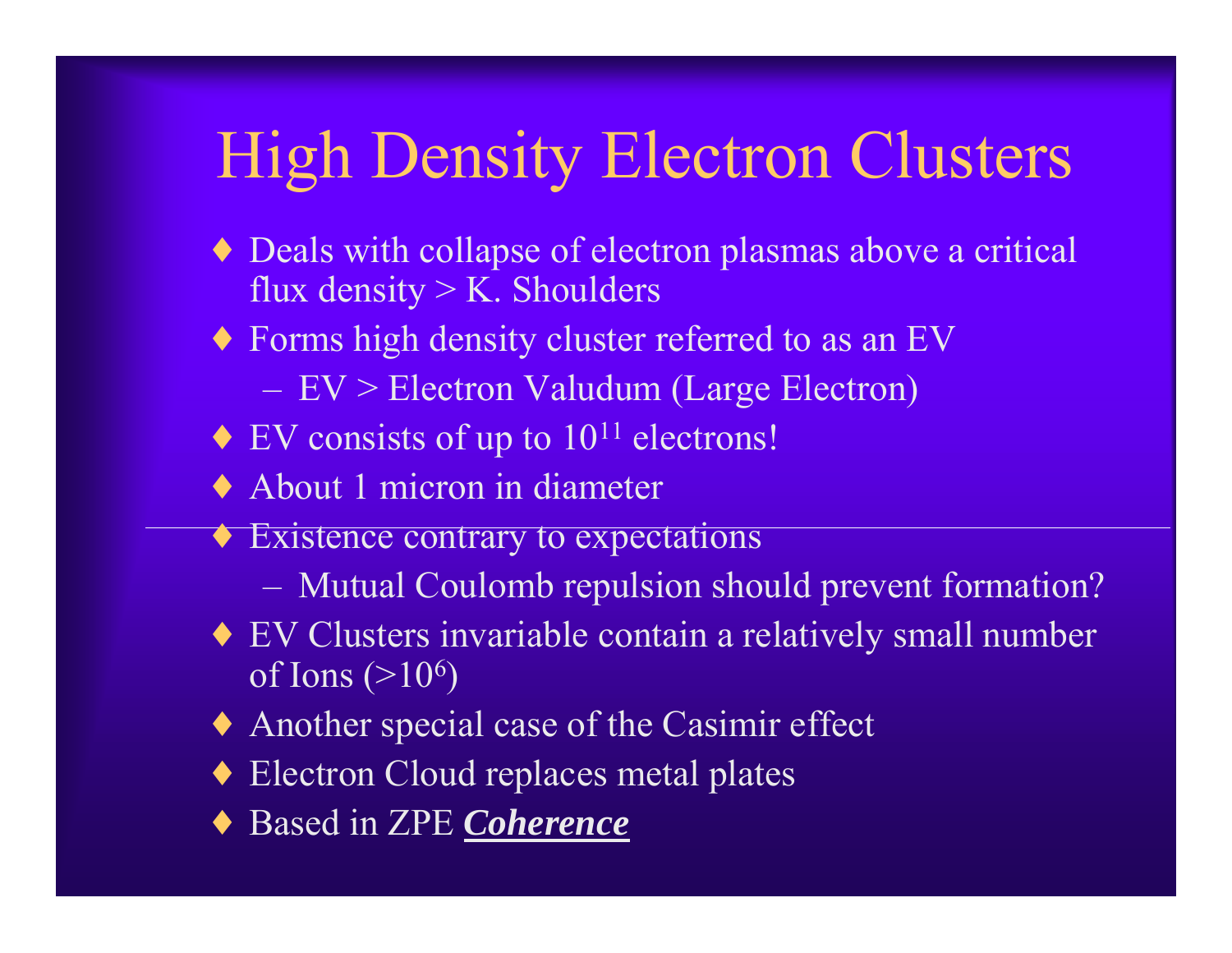# High Density Electron Clusters

- Deals with collapse of electron plasmas above a critical flux density > K. Shoulders
- Forms high density cluster referred to as an EV
  - EV > Electron Valudum (Large Electron)
- EV consists of up to $10^{11}$ electrons!
- About 1 micron in diameter
- Existence contrary to expectations
  - Mutual Coulomb repulsion should prevent formation?
- EV Clusters invariable contain a relatively small number of Ions ($>10^6$)
- Another special case of the Casimir effect
- Electron Cloud replaces metal plates
- Based in ZPE ***Coherence***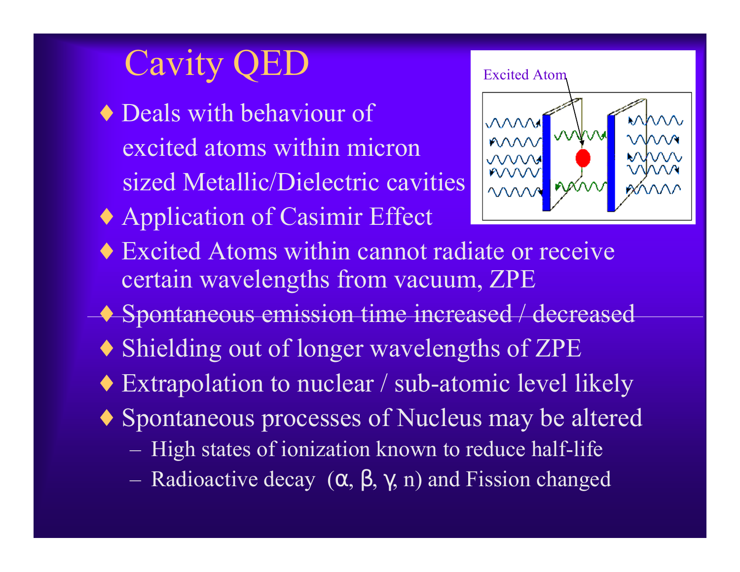# Cavity QED

- Deals with behaviour of excited atoms within micron sized Metallic/Dielectric cavities
- Application of Casimir Effect
- Excited Atoms within cannot radiate or receive certain wavelengths from vacuum, ZPE
- ~~Spontaneous emission time increased / decreased~~
- Shielding out of longer wavelengths of ZPE
- Extrapolation to nuclear / sub-atomic level likely
- Spontaneous processes of Nucleus may be altered
  - High states of ionization known to reduce half-life
  - Radioactive decay ($\alpha$, $\beta$, $\gamma$, n) and Fission changed

Excited Atom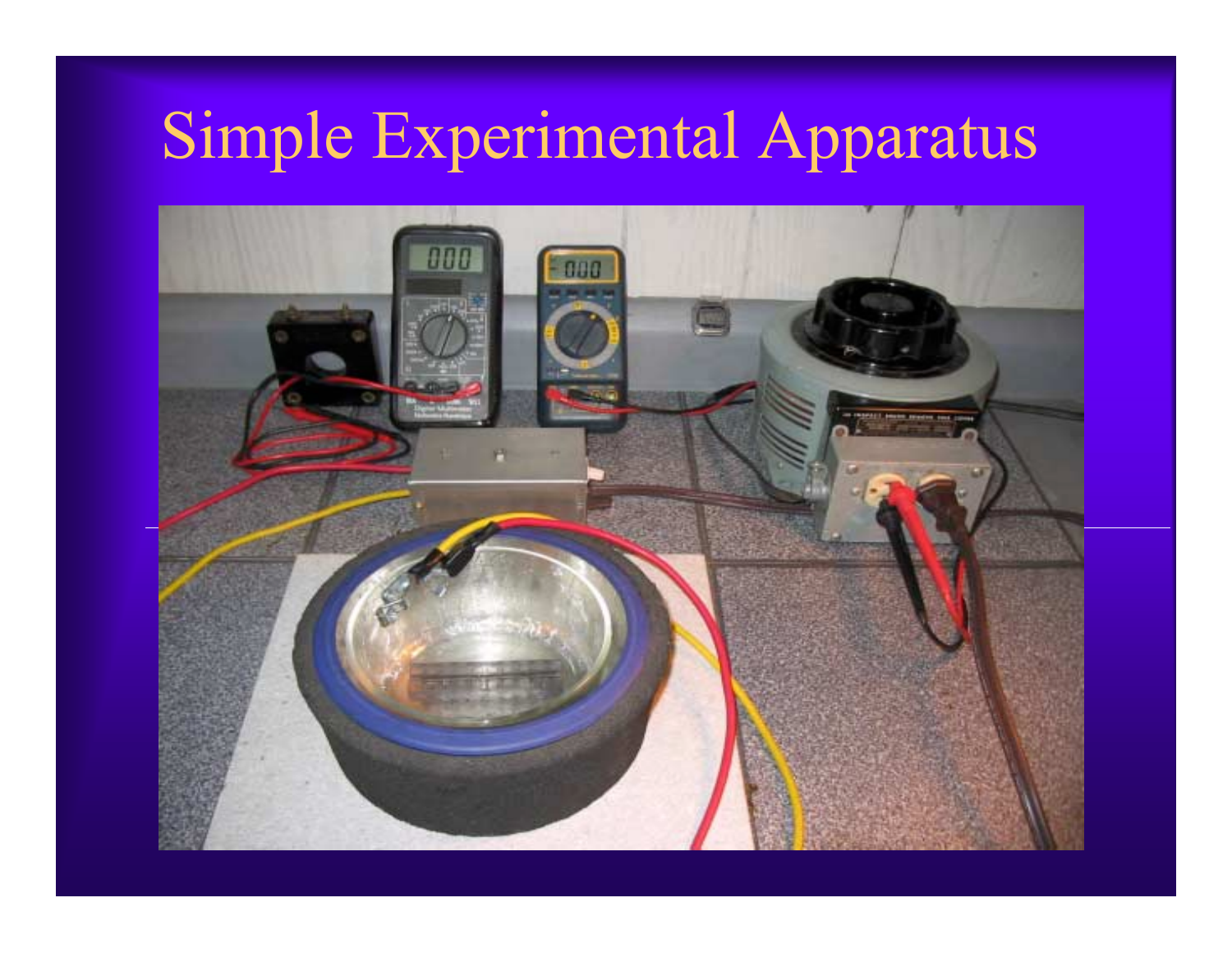# Simple Experimental Apparatus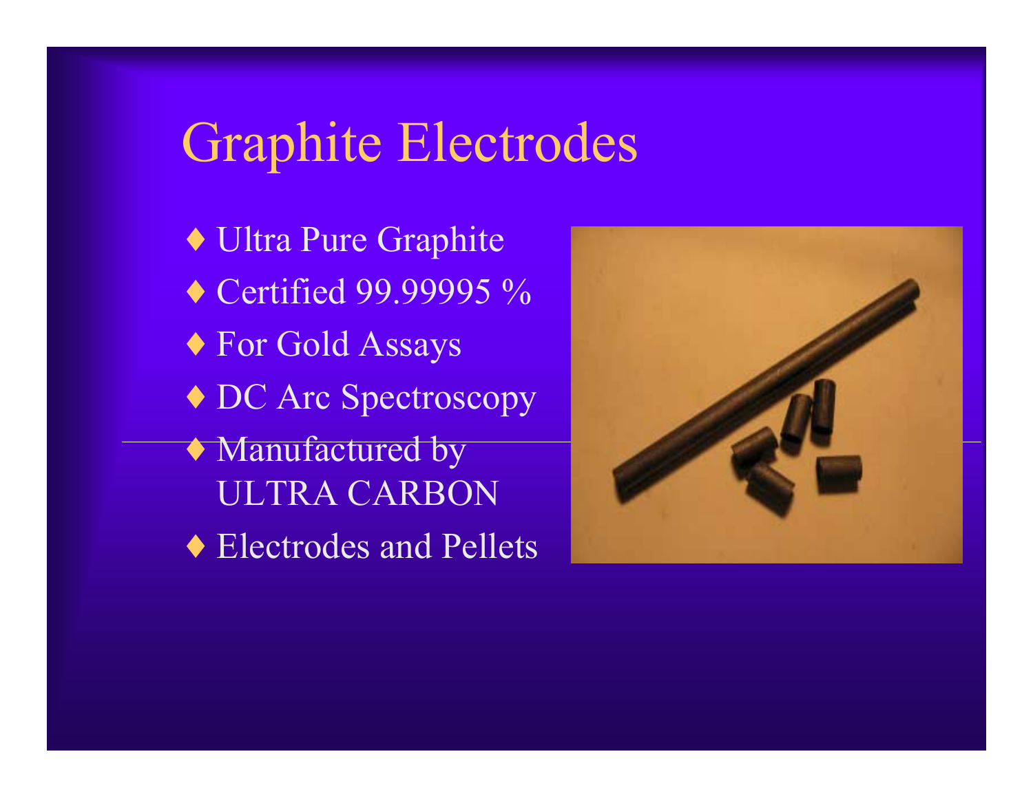# Graphite Electrodes

- Ultra Pure Graphite
- Certified 99.99995 %
- For Gold Assays
- DC Arc Spectroscopy
- Manufactured by ULTRA CARBON
- Electrodes and Pellets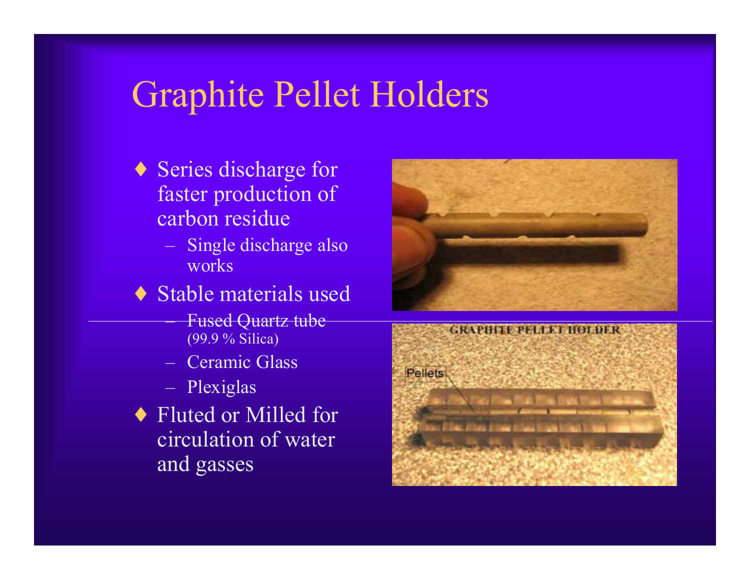# Graphite Pellet Holders

- Series discharge for faster production of carbon residue
  - Single discharge also works
- Stable materials used
  - Fused Quartz tube (99.9 % Silica)
  - Ceramic Glass
  - Plexiglas
- Fluted or Milled for circulation of water and gasses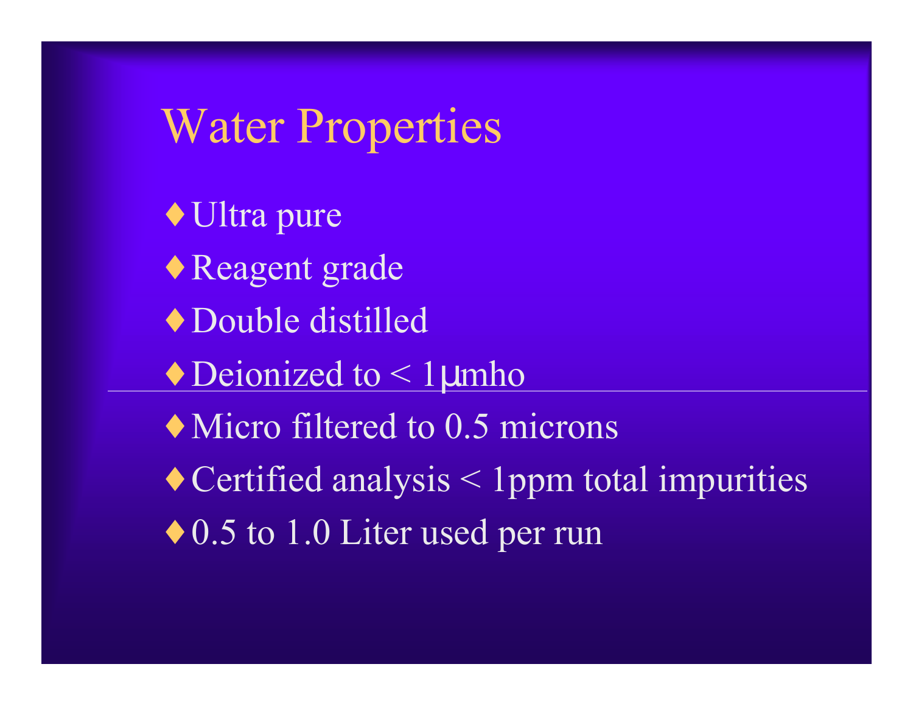# Water Properties

- Ultra pure
- Reagent grade
- Double distilled
- Deionized to < 1µmho
- Micro filtered to 0.5 microns
- Certified analysis < 1ppm total impurities
- 0.5 to 1.0 Liter used per run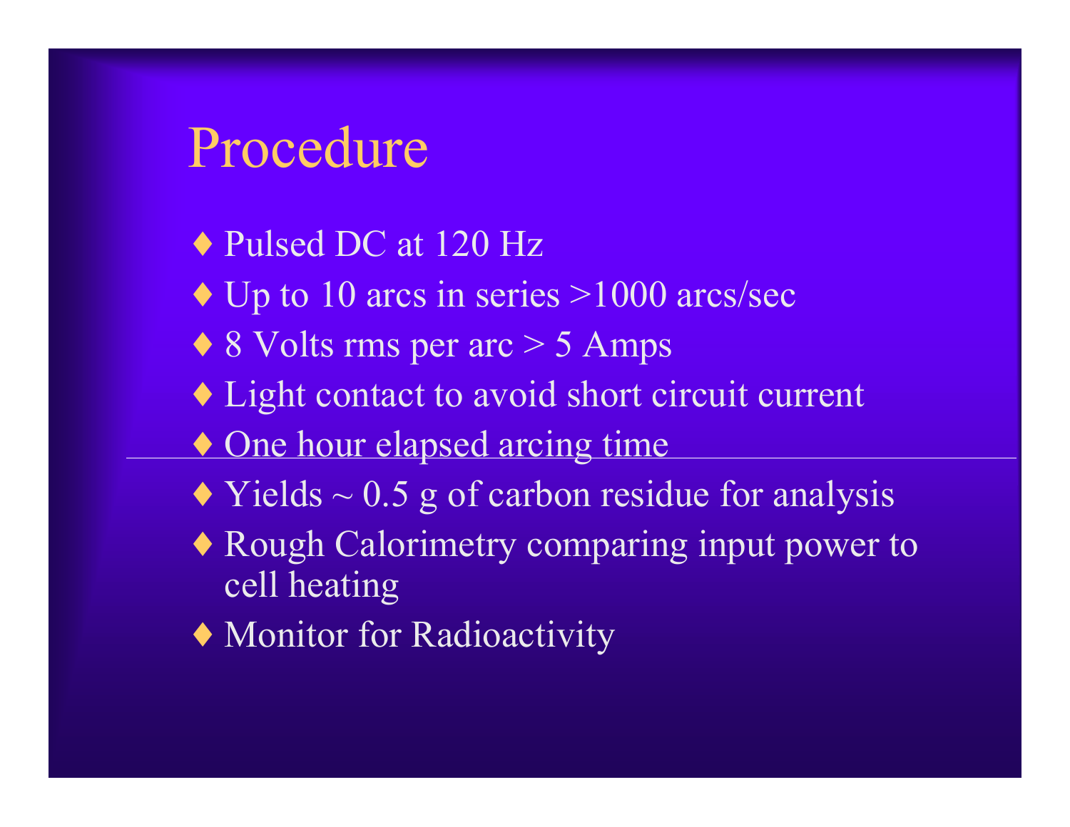# Procedure

- Pulsed DC at 120 Hz
- Up to 10 arcs in series >1000 arcs/sec
- 8 Volts rms per arc > 5 Amps
- Light contact to avoid short circuit current
- One hour elapsed arcing time
- Yields ~ 0.5 g of carbon residue for analysis
- Rough Calorimetry comparing input power to cell heating
- Monitor for Radioactivity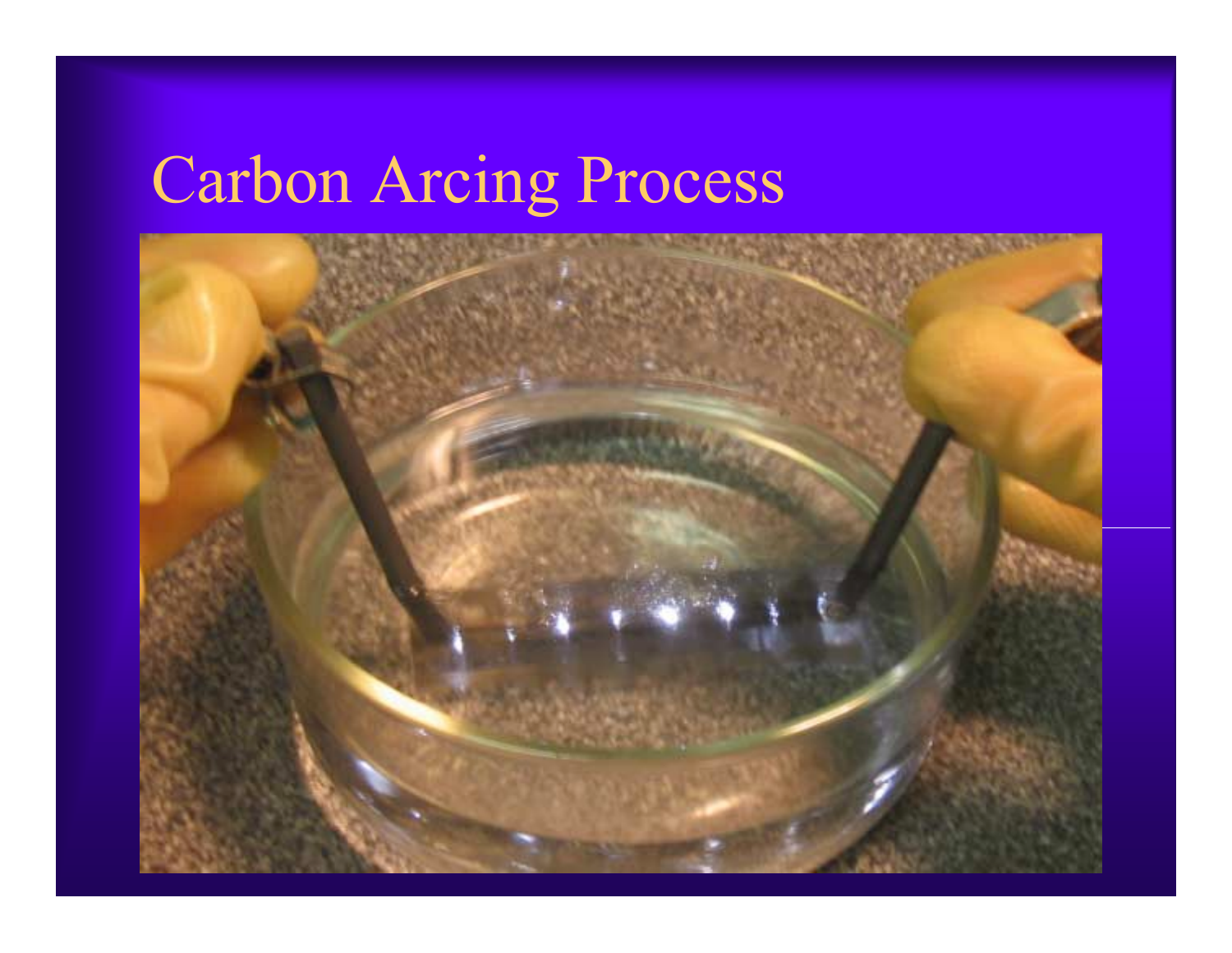# Carbon Arcing Process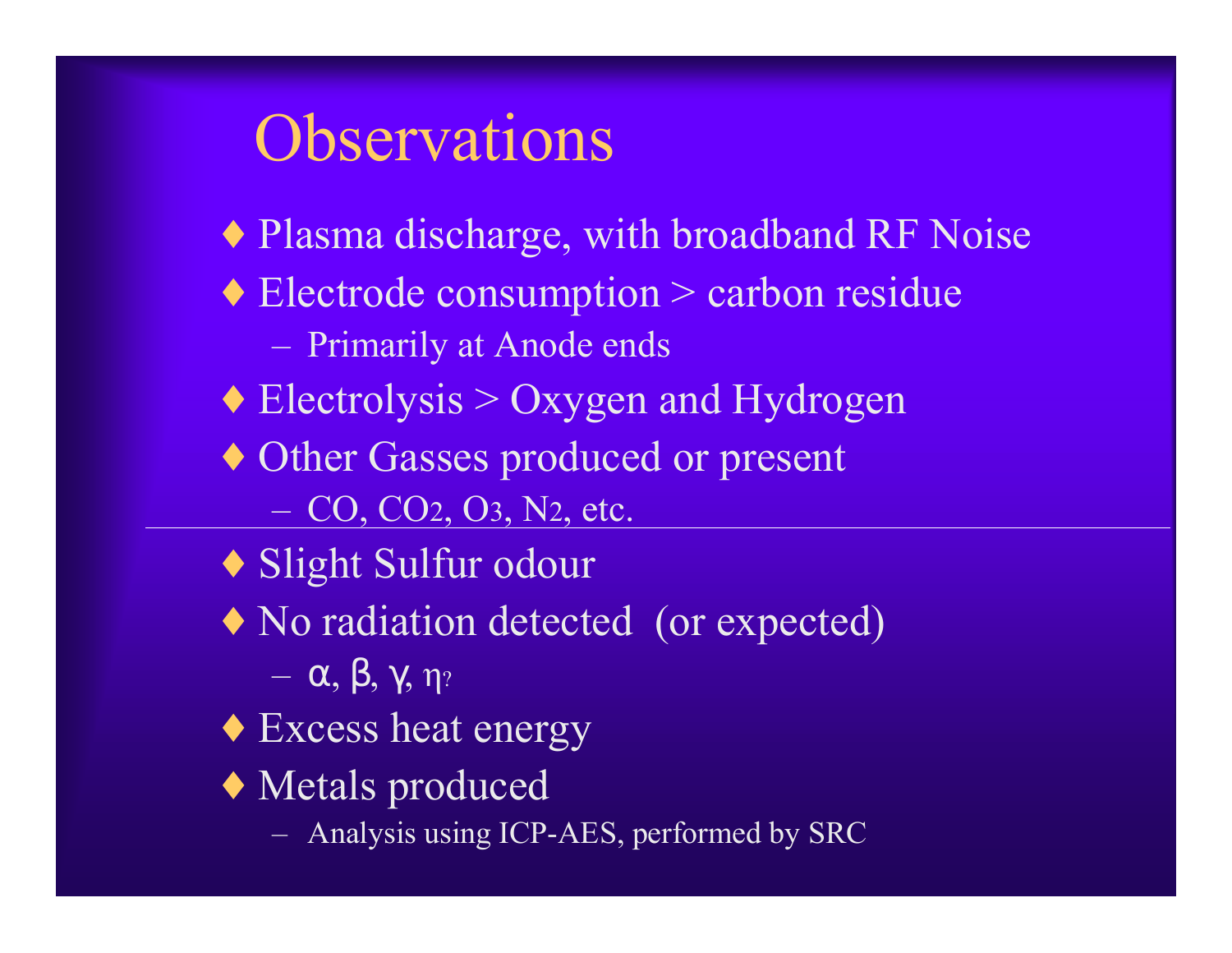# Observations

- Plasma discharge, with broadband RF Noise
- Electrode consumption > carbon residue
  - Primarily at Anode ends
- Electrolysis > Oxygen and Hydrogen
- Other Gasses produced or present
  - $CO$, $CO_2$, $O_3$, $N_2$, etc.

---

- Slight Sulfur odour
- No radiation detected (or expected)
  - $\alpha$, $\beta$, $\gamma$, $\eta$?
- Excess heat energy
- Metals produced
  - Analysis using ICP-AES, performed by SRC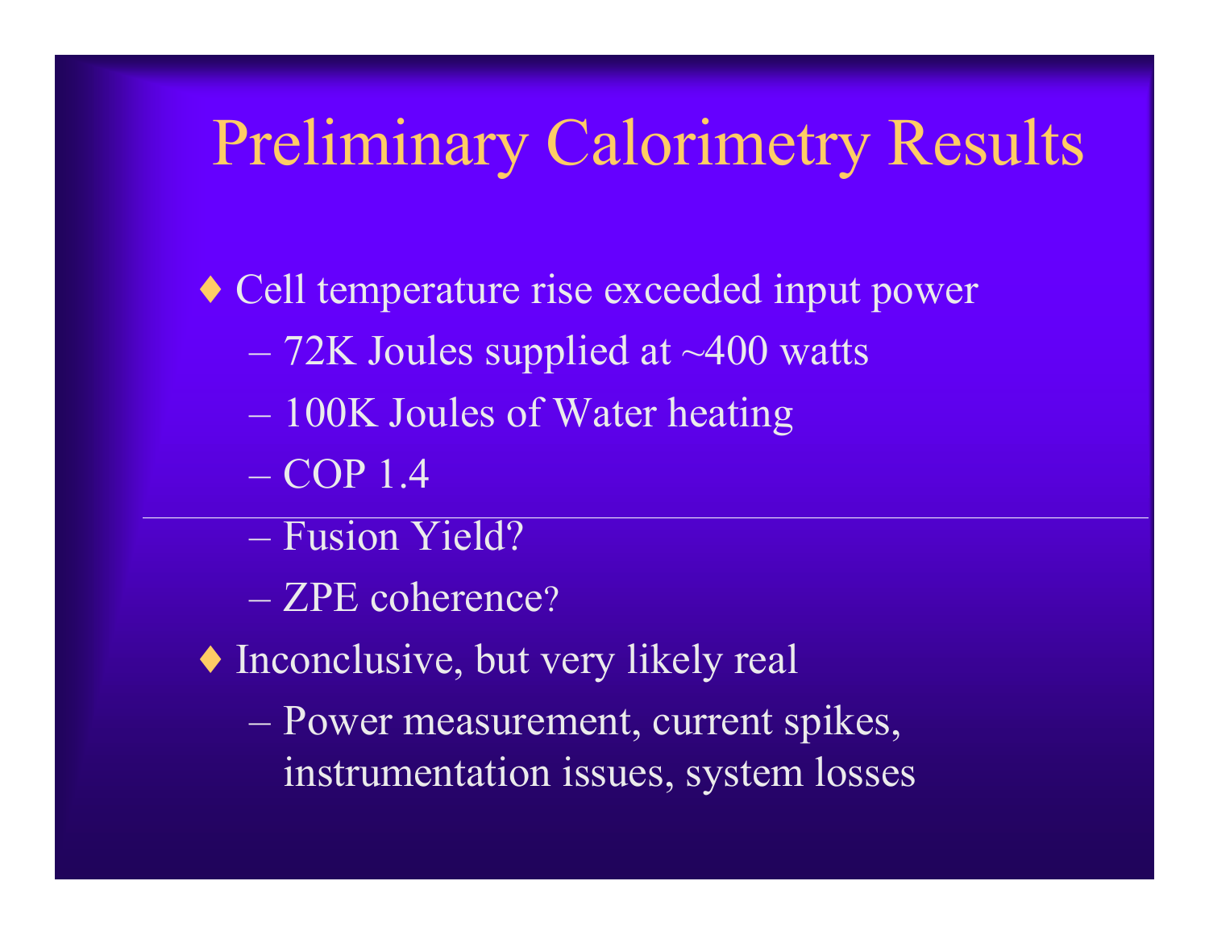# Preliminary Calorimetry Results

- Cell temperature rise exceeded input power
  - 72K Joules supplied at ~400 watts
  - 100K Joules of Water heating
  - COP 1.4

---

  - Fusion Yield?
  - ZPE coherence?
- Inconclusive, but very likely real
  - Power measurement, current spikes, instrumentation issues, system losses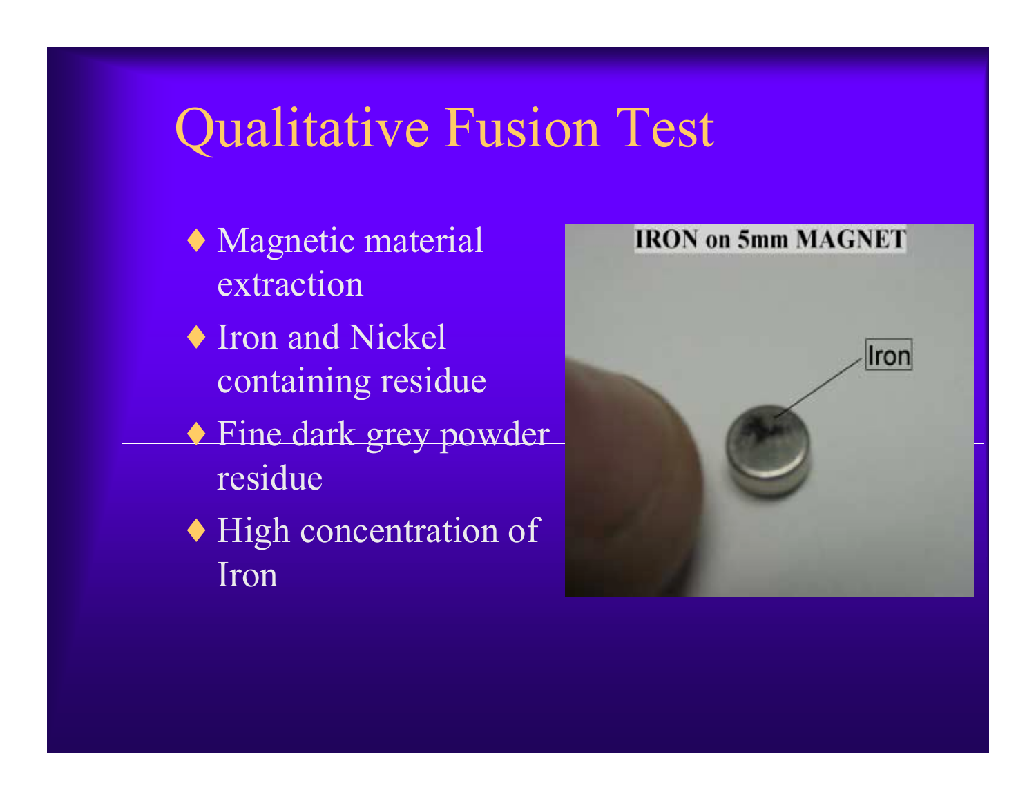# Qualitative Fusion Test

- Magnetic material extraction
- Iron and Nickel containing residue
- Fine dark grey powder residue
- High concentration of Iron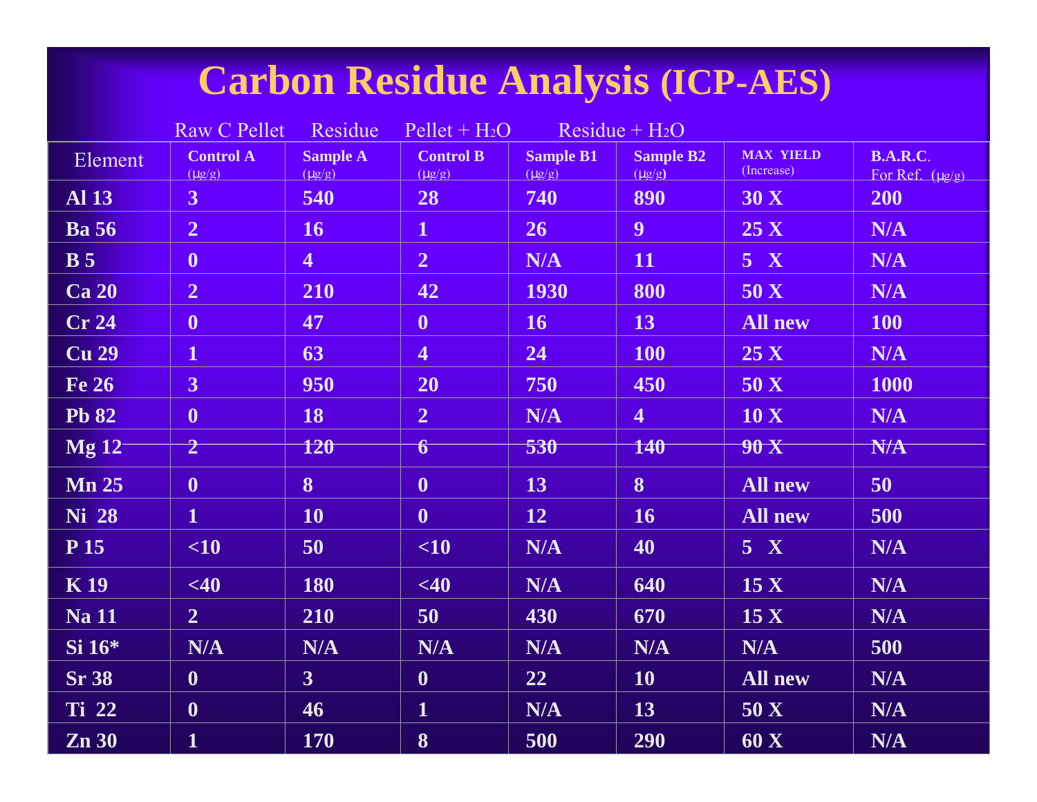# Carbon Residue Analysis (ICP-AES)

| Element | Raw C Pellet<br>Control A (μg/g) | Residue<br>Sample A (μg/g) | Pellet + $H_2O$<br>Control B (μg/g) | Residue + $H_2O$<br>Sample B1 (μg/g) | Sample B2 (μg/g) | MAX YIELD (Increase) | B.A.R.C. For Ref. (μg/g) |
|---|---|---|---|---|---|---|---|
| Al 13 | 3 | 540 | 28 | 740 | 890 | 30 X | 200 |
| Ba 56 | 2 | 16 | 1 | 26 | 9 | 25 X | N/A |
| B 5 | 0 | 4 | 2 | N/A | 11 | 5 X | N/A |
| Ca 20 | 2 | 210 | 42 | 1930 | 800 | 50 X | N/A |
| Cr 24 | 0 | 47 | 0 | 16 | 13 | All new | 100 |
| Cu 29 | 1 | 63 | 4 | 24 | 100 | 25 X | N/A |
| Fe 26 | 3 | 950 | 20 | 750 | 450 | 50 X | 1000 |
| Pb 82 | 0 | 18 | 2 | N/A | 4 | 10 X | N/A |
| Mg 12 | 2 | 120 | 6 | 530 | 140 | 90 X | N/A |
| Mn 25 | 0 | 8 | 0 | 13 | 8 | All new | 50 |
| Ni 28 | 1 | 10 | 0 | 12 | 16 | All new | 500 |
| P 15 | <10 | 50 | <10 | N/A | 40 | 5 X | N/A |
| K 19 | <40 | 180 | <40 | N/A | 640 | 15 X | N/A |
| Na 11 | 2 | 210 | 50 | 430 | 670 | 15 X | N/A |
| Si 16* | N/A | N/A | N/A | N/A | N/A | N/A | 500 |
| Sr 38 | 0 | 3 | 0 | 22 | 10 | All new | N/A |
| Ti 22 | 0 | 46 | 1 | N/A | 13 | 50 X | N/A |
| Zn 30 | 1 | 170 | 8 | 500 | 290 | 60 X | N/A |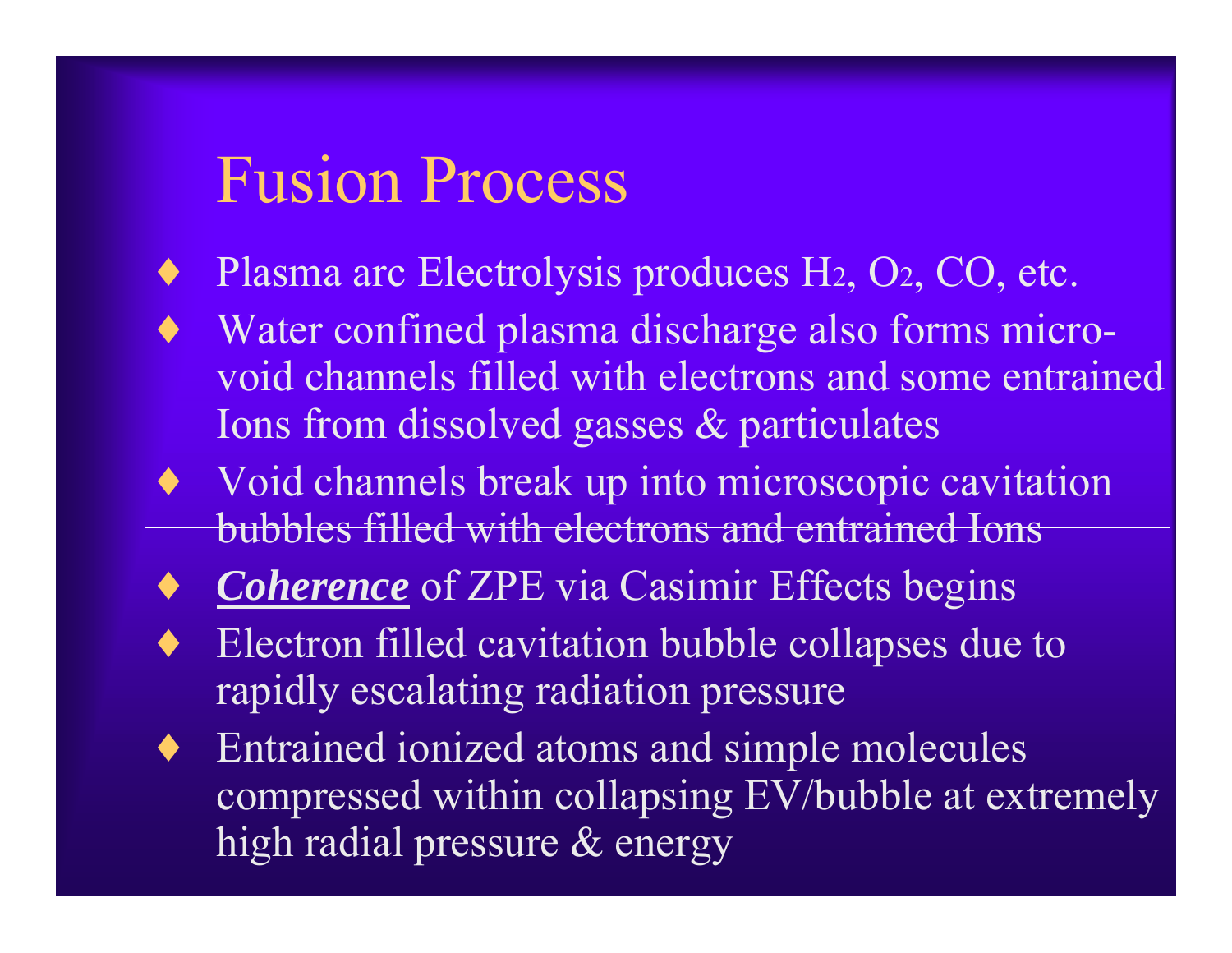# Fusion Process

- Plasma arc Electrolysis produces $H_2$, $O_2$, CO, etc.
- Water confined plasma discharge also forms micro-void channels filled with electrons and some entrained Ions from dissolved gasses & particulates
- Void channels break up into microscopic cavitation bubbles filled with electrons and entrained Ions
- ***Coherence*** of ZPE via Casimir Effects begins
- Electron filled cavitation bubble collapses due to rapidly escalating radiation pressure
- Entrained ionized atoms and simple molecules compressed within collapsing EV/bubble at extremely high radial pressure & energy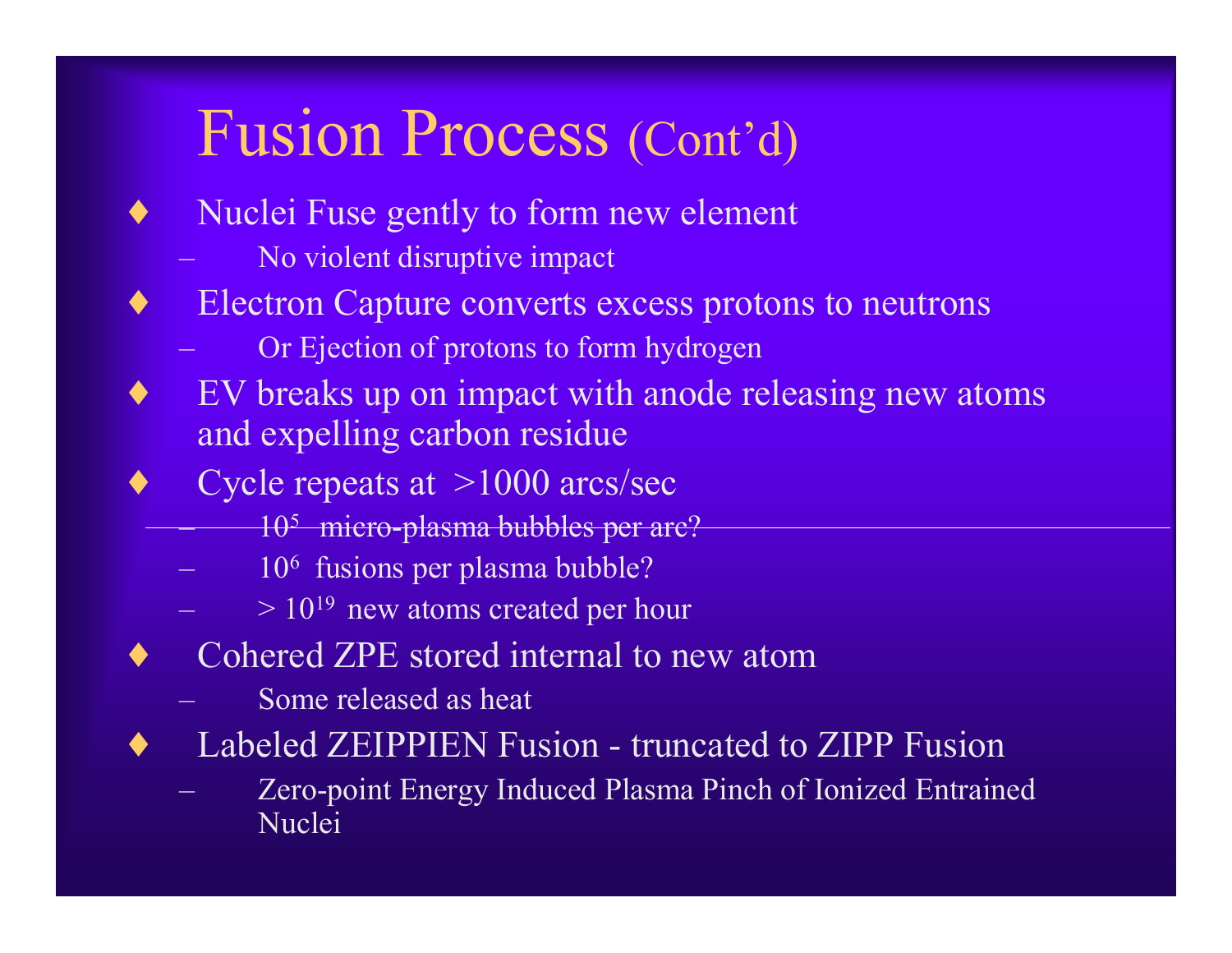# Fusion Process (Cont'd)

- Nuclei Fuse gently to form new element
  - No violent disruptive impact
- Electron Capture converts excess protons to neutrons
  - Or Ejection of protons to form hydrogen
- EV breaks up on impact with anode releasing new atoms and expelling carbon residue
- Cycle repeats at >1000 arcs/sec
  - $10^5$ micro-plasma bubbles per arc?
  - $10^6$ fusions per plasma bubble?
  - $> 10^{19}$ new atoms created per hour
- Cohered ZPE stored internal to new atom
  - Some released as heat
- Labeled ZEIPPIEN Fusion - truncated to ZIPP Fusion
  - Zero-point Energy Induced Plasma Pinch of Ionized Entrained Nuclei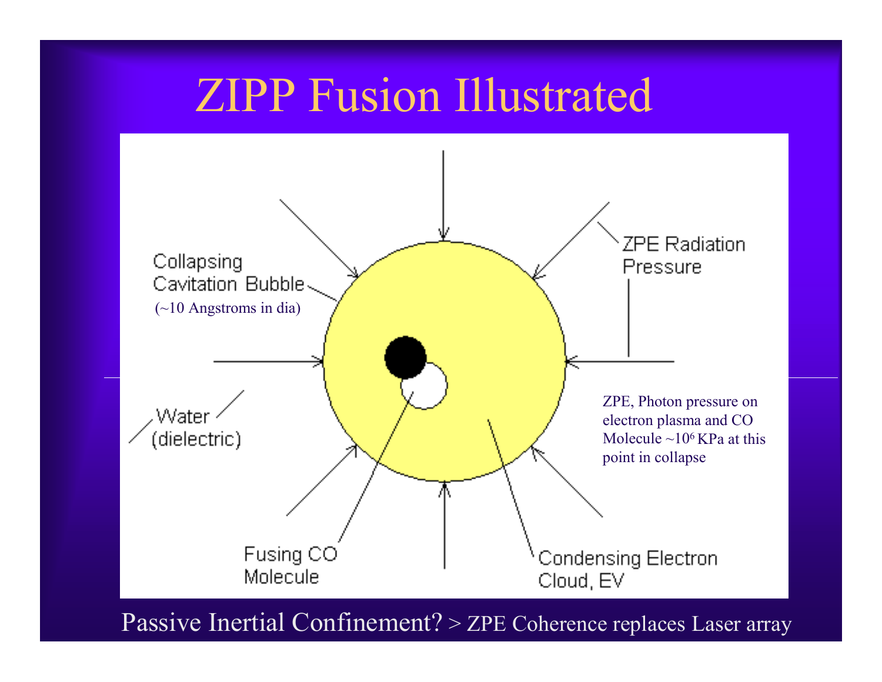# ZIPP Fusion Illustrated

Collapsing Cavitation Bubble (~10 Angstroms in dia)

ZPE Radiation Pressure

Water (dielectric)

ZPE, Photon pressure on electron plasma and CO Molecule ~$10^6$ KPa at this point in collapse

Fusing CO Molecule

Condensing Electron Cloud, EV

Passive Inertial Confinement? > ZPE Coherence replaces Laser array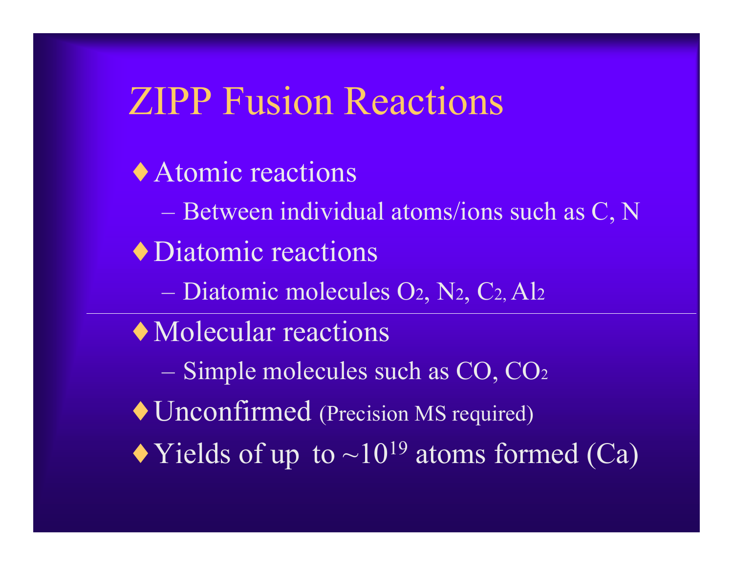# ZIPP Fusion Reactions

- Atomic reactions
  - Between individual atoms/ions such as C, N
- Diatomic reactions
  - Diatomic molecules $O_2$, $N_2$, $C_2$, $Al_2$

---

- Molecular reactions
  - Simple molecules such as CO, $CO_2$
- Unconfirmed (Precision MS required)
- Yields of up to $\sim 10^{19}$ atoms formed (Ca)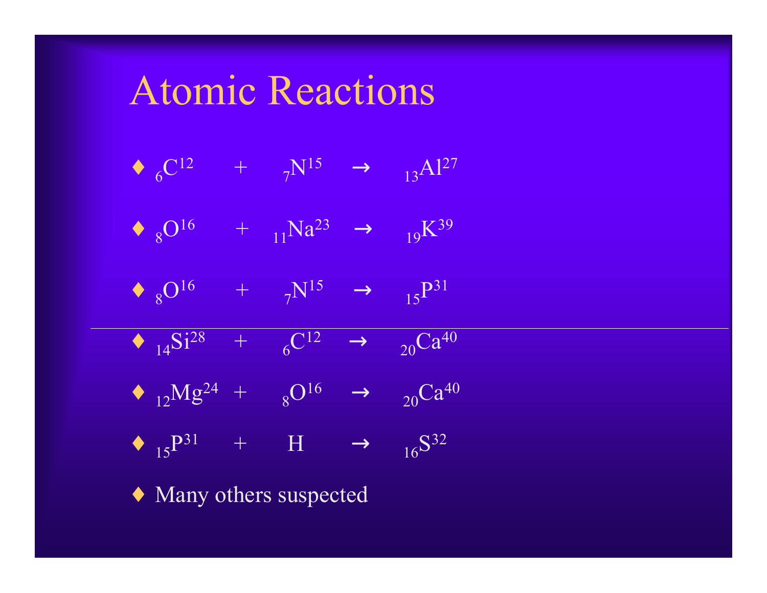# Atomic Reactions

- ${}_{6}C^{12} + {}_{7}N^{15} \rightarrow {}_{13}Al^{27}$
- ${}_{8}O^{16} + {}_{11}Na^{23} \rightarrow {}_{19}K^{39}$
- ${}_{8}O^{16} + {}_{7}N^{15} \rightarrow {}_{15}P^{31}$
- ${}_{14}Si^{28} + {}_{6}C^{12} \rightarrow {}_{20}Ca^{40}$
- ${}_{12}Mg^{24} + {}_{8}O^{16} \rightarrow {}_{20}Ca^{40}$
- ${}_{15}P^{31} + H \rightarrow {}_{16}S^{32}$
- Many others suspected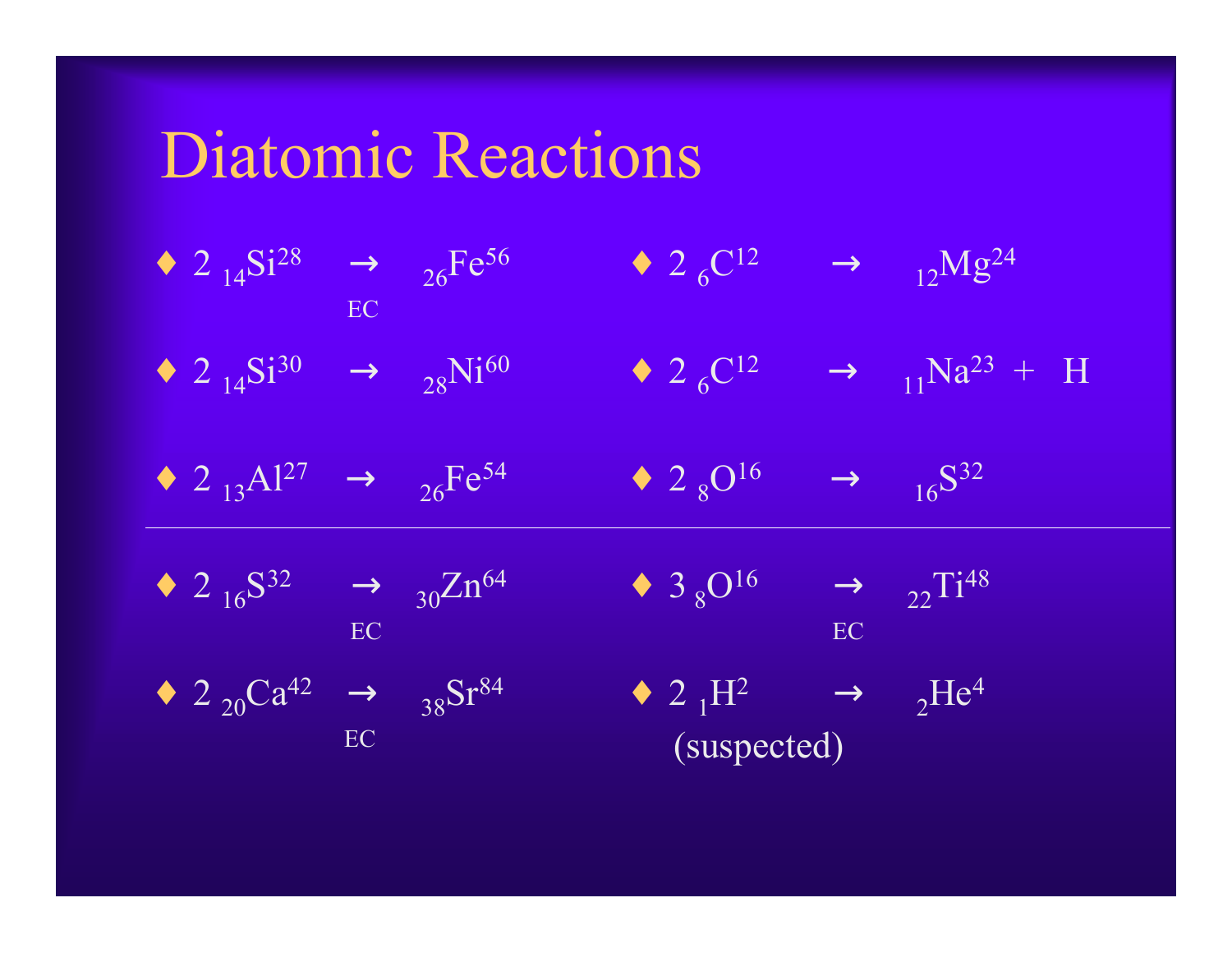# Diatomic Reactions

- $2\ {}_{14}Si^{28} \xrightarrow{EC} {}_{26}Fe^{56}$
- $2\ {}_{14}Si^{30} \rightarrow {}_{28}Ni^{60}$
- $2\ {}_{13}Al^{27} \rightarrow {}_{26}Fe^{54}$
- $2\ {}_{6}C^{12} \rightarrow {}_{12}Mg^{24}$
- $2\ {}_{6}C^{12} \rightarrow {}_{11}Na^{23} + H$
- $2\ {}_{8}O^{16} \rightarrow {}_{16}S^{32}$

---

- $2\ {}_{16}S^{32} \xrightarrow{EC} {}_{30}Zn^{64}$
- $2\ {}_{20}Ca^{42} \xrightarrow{EC} {}_{38}Sr^{84}$
- $3\ {}_{8}O^{16} \xrightarrow{EC} {}_{22}Ti^{48}$
- $2\ {}_{1}H^{2} \rightarrow {}_{2}He^{4}$ (suspected)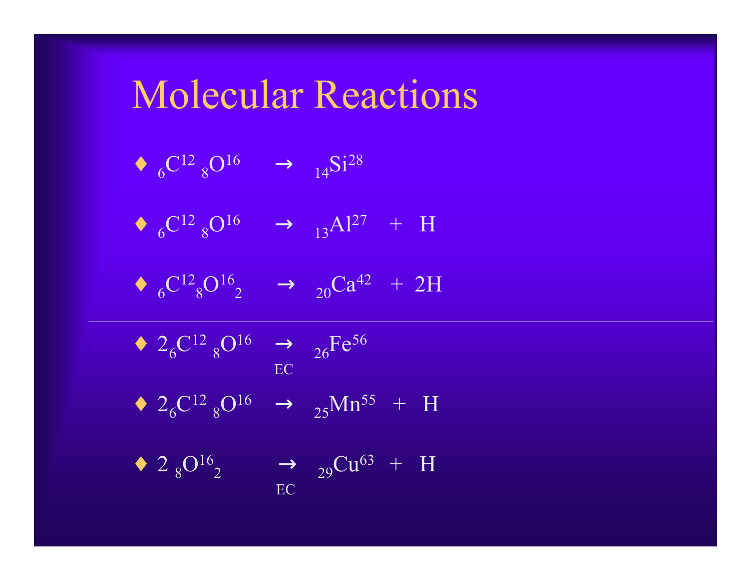# Molecular Reactions

- $_{6}C^{12}\,_{8}O^{16} \rightarrow \,_{14}Si^{28}$
- $_{6}C^{12}\,_{8}O^{16} \rightarrow \,_{13}Al^{27} + H$
- $_{6}C^{12}\,_{8}O^{16}{}_{2} \rightarrow \,_{20}Ca^{42} + 2H$

---

- $2\,_{6}C^{12}\,_{8}O^{16} \underset{EC}{\rightarrow} \,_{26}Fe^{56}$
- $2\,_{6}C^{12}\,_{8}O^{16} \rightarrow \,_{25}Mn^{55} + H$
- $2\,_{8}O^{16}{}_{2} \underset{EC}{\rightarrow} \,_{29}Cu^{63} + H$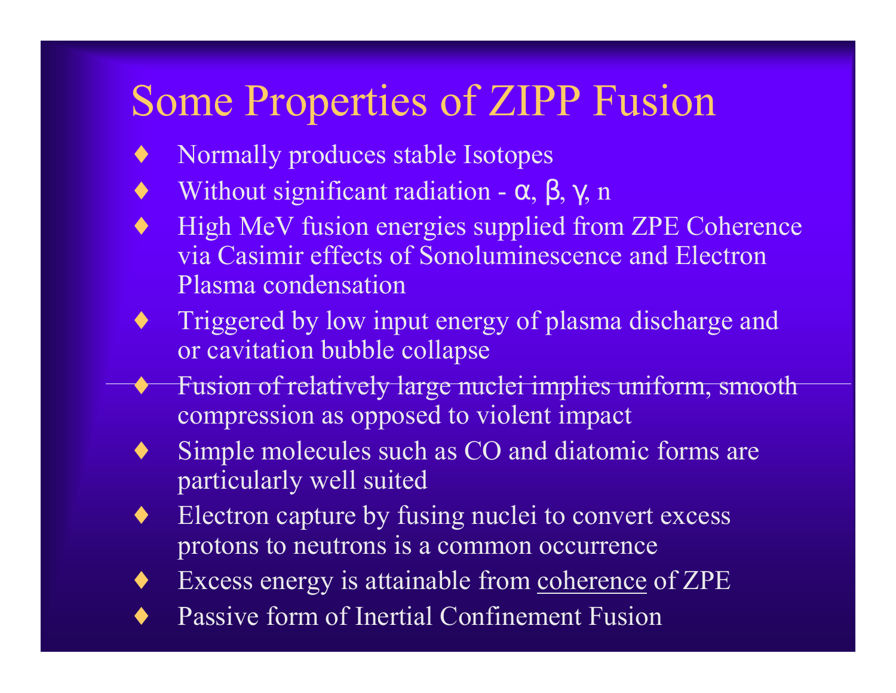# Some Properties of ZIPP Fusion

- Normally produces stable Isotopes
- Without significant radiation - $\alpha$, $\beta$, $\gamma$, n
- High MeV fusion energies supplied from ZPE Coherence via Casimir effects of Sonoluminescence and Electron Plasma condensation
- Triggered by low input energy of plasma discharge and or cavitation bubble collapse
- Fusion of relatively large nuclei implies uniform, smooth compression as opposed to violent impact
- Simple molecules such as CO and diatomic forms are particularly well suited
- Electron capture by fusing nuclei to convert excess protons to neutrons is a common occurrence
- Excess energy is attainable from coherence of ZPE
- Passive form of Inertial Confinement Fusion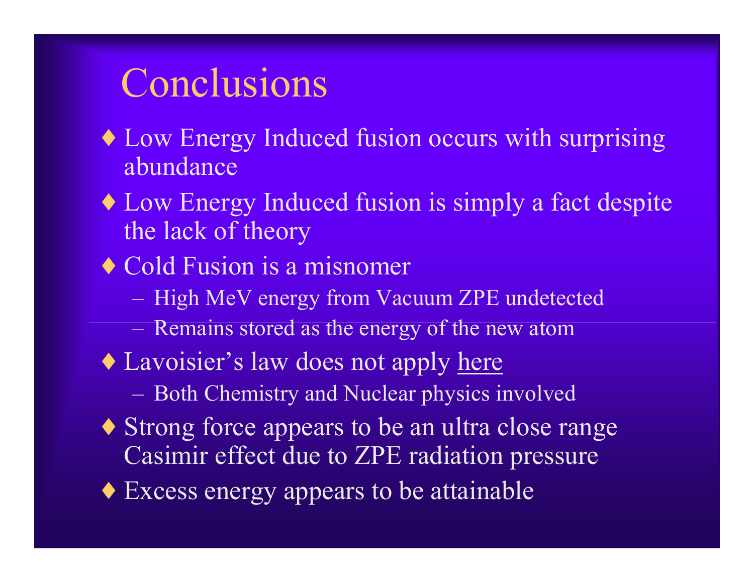# Conclusions

- Low Energy Induced fusion occurs with surprising abundance
- Low Energy Induced fusion is simply a fact despite the lack of theory
- Cold Fusion is a misnomer
  - High MeV energy from Vacuum ZPE undetected
  - Remains stored as the energy of the new atom
- Lavoisier's law does not apply here
  - Both Chemistry and Nuclear physics involved
- Strong force appears to be an ultra close range Casimir effect due to ZPE radiation pressure
- Excess energy appears to be attainable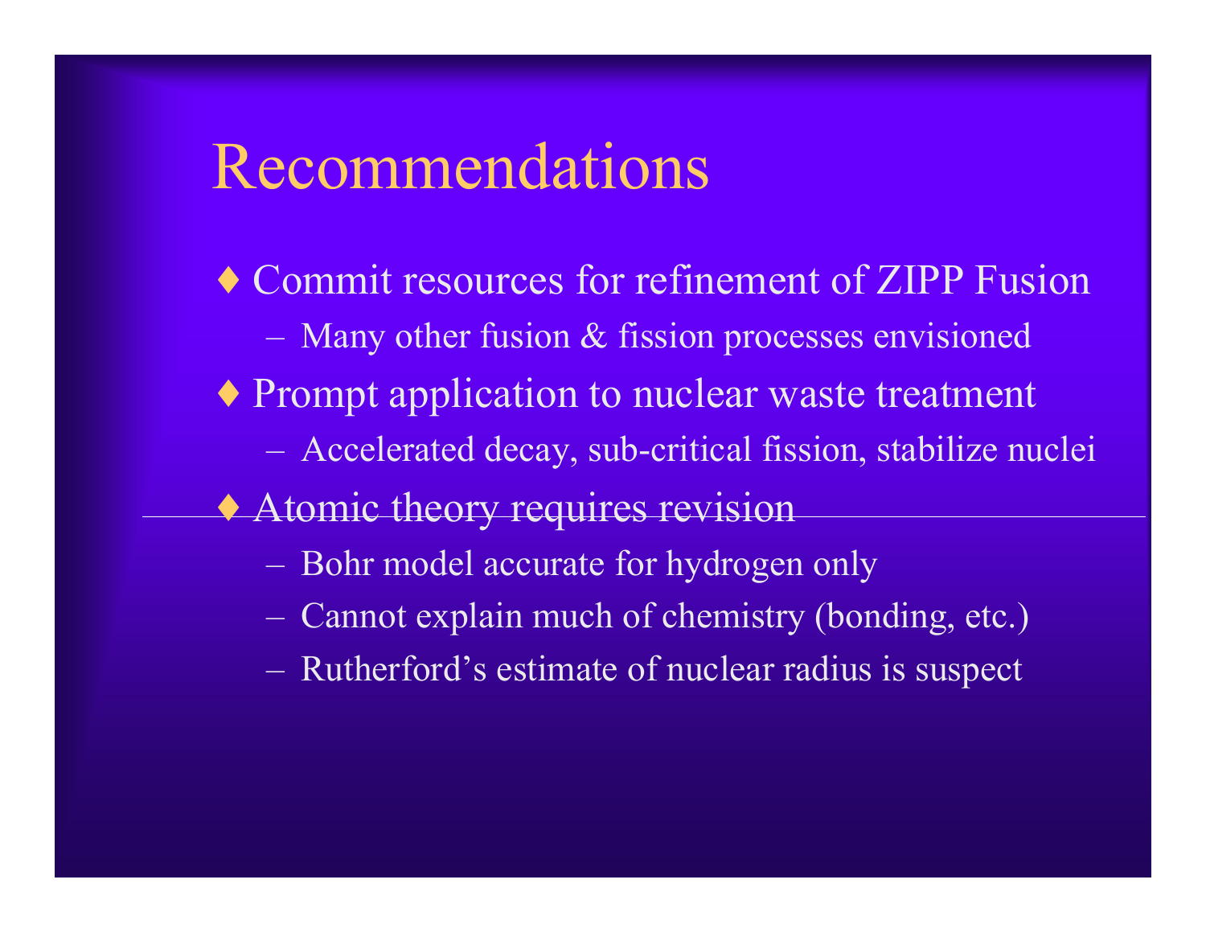# Recommendations

- Commit resources for refinement of ZIPP Fusion
  - Many other fusion & fission processes envisioned
- Prompt application to nuclear waste treatment
  - Accelerated decay, sub-critical fission, stabilize nuclei
- Atomic theory requires revision
  - Bohr model accurate for hydrogen only
  - Cannot explain much of chemistry (bonding, etc.)
  - Rutherford’s estimate of nuclear radius is suspect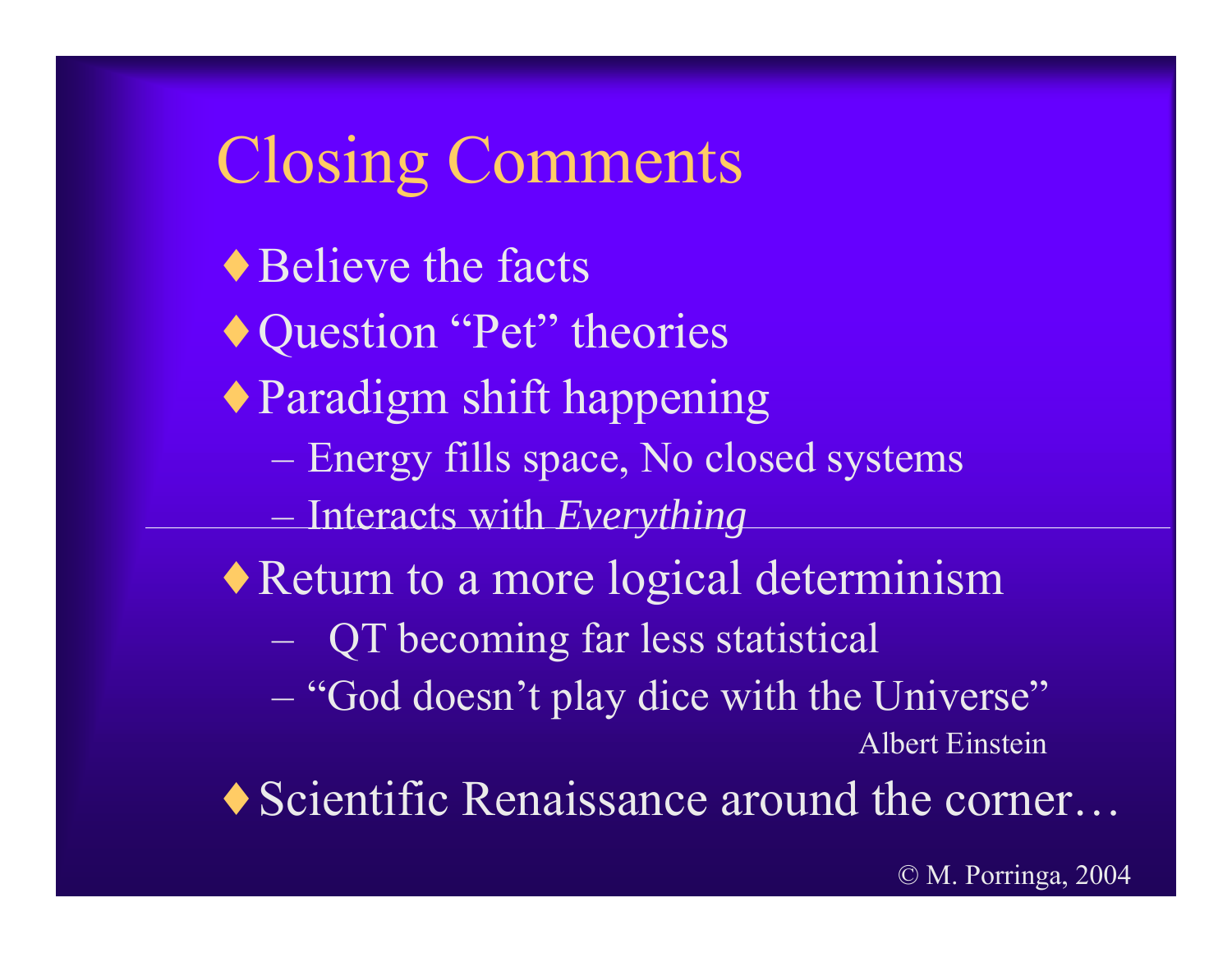# Closing Comments

- Believe the facts
- Question “Pet” theories
- Paradigm shift happening
  - Energy fills space, No closed systems
  - Interacts with *Everything*
- Return to a more logical determinism
  - QT becoming far less statistical
  - “God doesn’t play dice with the Universe”
    Albert Einstein
- Scientific Renaissance around the corner…

© M. Porringa, 2004